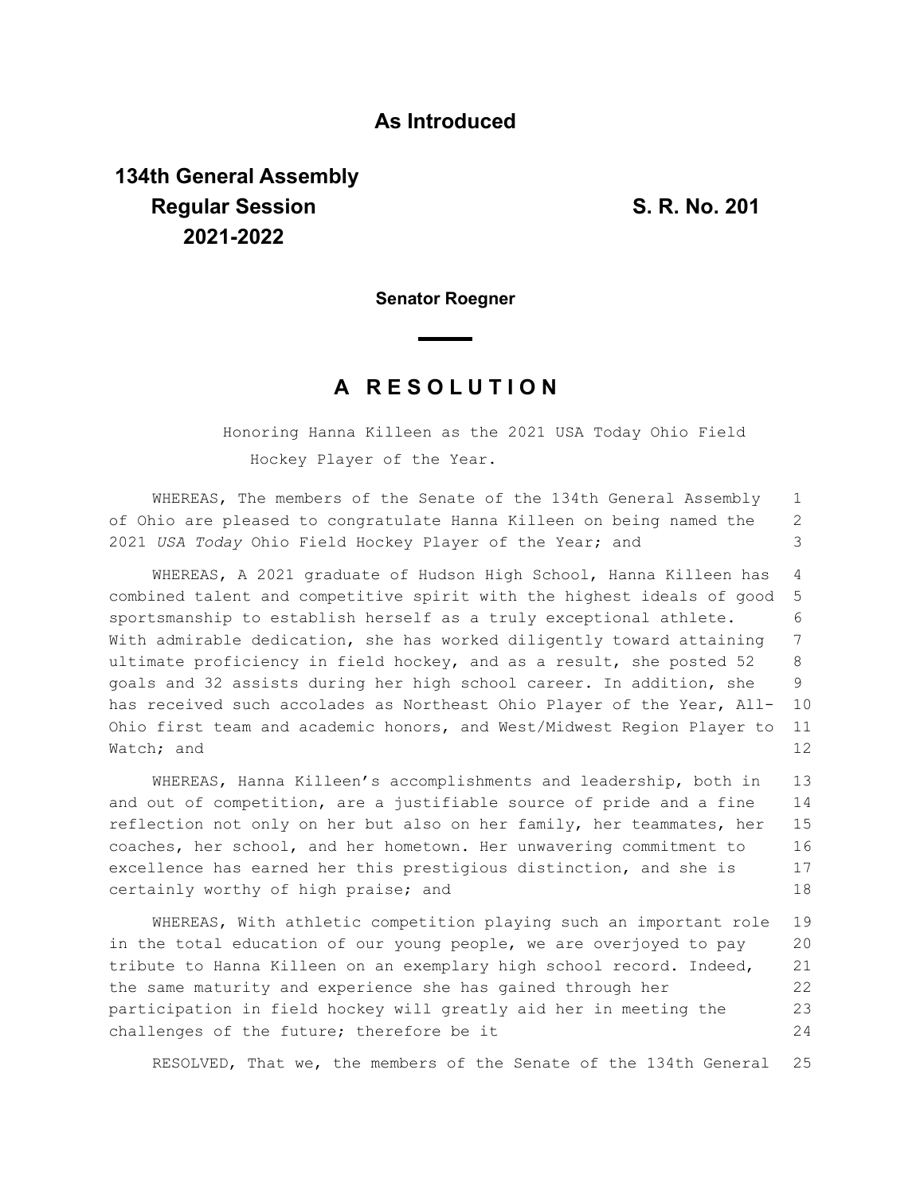**As Introduced**

**134th General Assembly**
**Regular Session**
**2021-2022**

**S. R. No. 201**

**Senator Roegner**

# A RESOLUTION

Honoring Hanna Killeen as the 2021 USA Today Ohio Field Hockey Player of the Year.

WHEREAS, The members of the Senate of the 134th General Assembly of Ohio are pleased to congratulate Hanna Killeen on being named the 2021 *USA Today* Ohio Field Hockey Player of the Year; and

WHEREAS, A 2021 graduate of Hudson High School, Hanna Killeen has combined talent and competitive spirit with the highest ideals of good sportsmanship to establish herself as a truly exceptional athlete. With admirable dedication, she has worked diligently toward attaining ultimate proficiency in field hockey, and as a result, she posted 52 goals and 32 assists during her high school career. In addition, she has received such accolades as Northeast Ohio Player of the Year, All-Ohio first team and academic honors, and West/Midwest Region Player to Watch; and

WHEREAS, Hanna Killeen's accomplishments and leadership, both in and out of competition, are a justifiable source of pride and a fine reflection not only on her but also on her family, her teammates, her coaches, her school, and her hometown. Her unwavering commitment to excellence has earned her this prestigious distinction, and she is certainly worthy of high praise; and

WHEREAS, With athletic competition playing such an important role in the total education of our young people, we are overjoyed to pay tribute to Hanna Killeen on an exemplary high school record. Indeed, the same maturity and experience she has gained through her participation in field hockey will greatly aid her in meeting the challenges of the future; therefore be it

RESOLVED, That we, the members of the Senate of the 134th General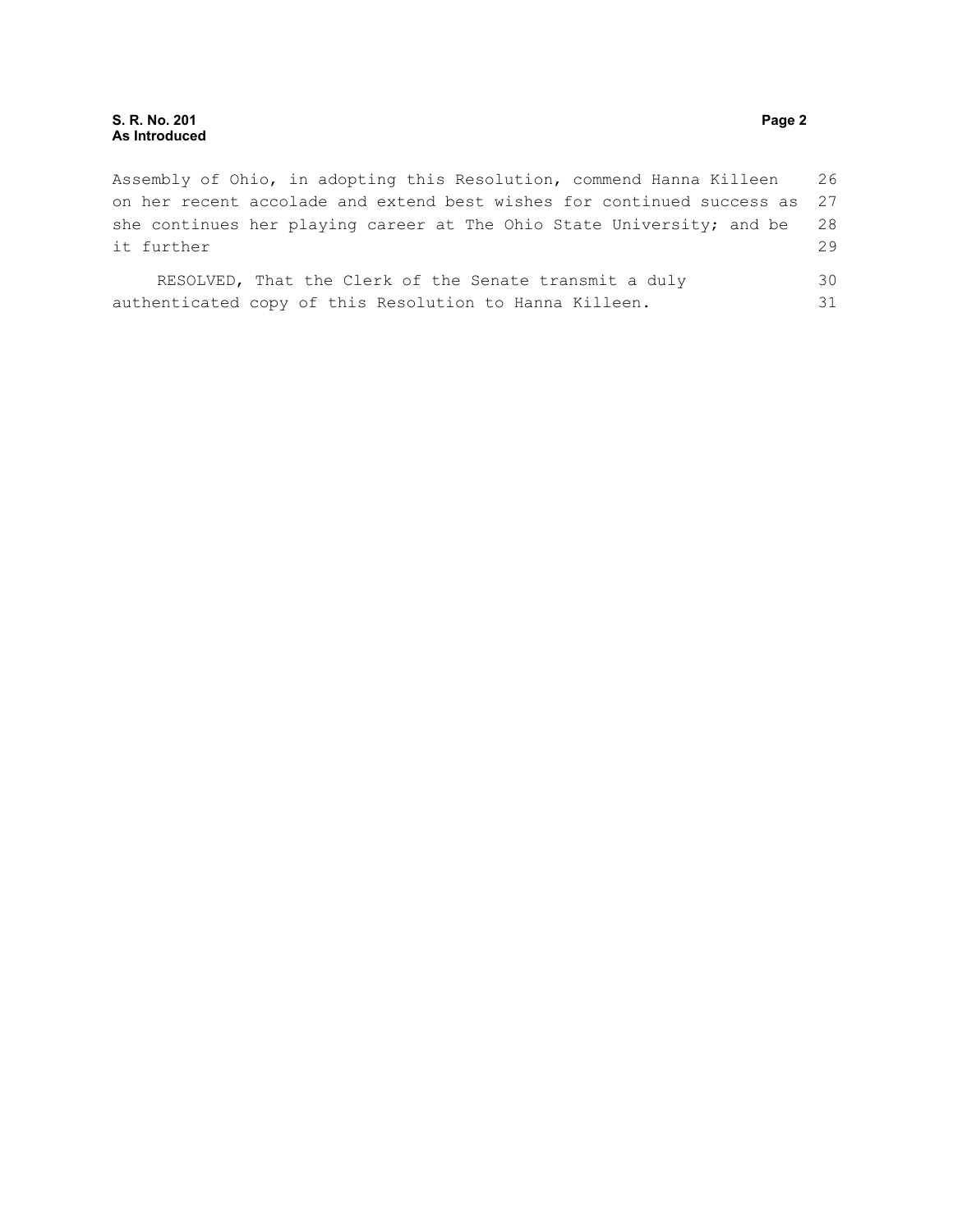Assembly of Ohio, in adopting this Resolution, commend Hanna Killeen on her recent accolade and extend best wishes for continued success as she continues her playing career at The Ohio State University; and be it further

RESOLVED, That the Clerk of the Senate transmit a duly authenticated copy of this Resolution to Hanna Killeen.